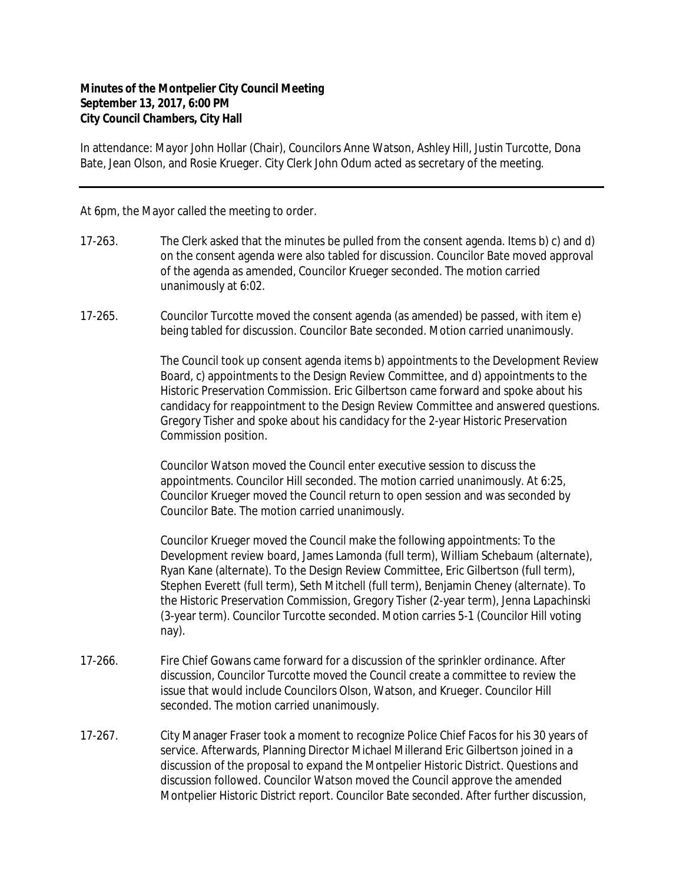**Minutes of the Montpelier City Council Meeting**
**September 13, 2017, 6:00 PM**
**City Council Chambers, City Hall**

In attendance: Mayor John Hollar (Chair), Councilors Anne Watson, Ashley Hill, Justin Turcotte, Dona Bate, Jean Olson, and Rosie Krueger. City Clerk John Odum acted as secretary of the meeting.

---

At 6pm, the Mayor called the meeting to order.

17-263. The Clerk asked that the minutes be pulled from the consent agenda. Items b) c) and d) on the consent agenda were also tabled for discussion. Councilor Bate moved approval of the agenda as amended, Councilor Krueger seconded. The motion carried unanimously at 6:02.

17-265. Councilor Turcotte moved the consent agenda (as amended) be passed, with item e) being tabled for discussion. Councilor Bate seconded. Motion carried unanimously.

The Council took up consent agenda items b) appointments to the Development Review Board, c) appointments to the Design Review Committee, and d) appointments to the Historic Preservation Commission. Eric Gilbertson came forward and spoke about his candidacy for reappointment to the Design Review Committee and answered questions. Gregory Tisher and spoke about his candidacy for the 2-year Historic Preservation Commission position.

Councilor Watson moved the Council enter executive session to discuss the appointments. Councilor Hill seconded. The motion carried unanimously. At 6:25, Councilor Krueger moved the Council return to open session and was seconded by Councilor Bate. The motion carried unanimously.

Councilor Krueger moved the Council make the following appointments: To the Development review board, James Lamonda (full term), William Schebaum (alternate), Ryan Kane (alternate). To the Design Review Committee, Eric Gilbertson (full term), Stephen Everett (full term), Seth Mitchell (full term), Benjamin Cheney (alternate). To the Historic Preservation Commission, Gregory Tisher (2-year term), Jenna Lapachinski (3-year term). Councilor Turcotte seconded. Motion carries 5-1 (Councilor Hill voting nay).

17-266. Fire Chief Gowans came forward for a discussion of the sprinkler ordinance. After discussion, Councilor Turcotte moved the Council create a committee to review the issue that would include Councilors Olson, Watson, and Krueger. Councilor Hill seconded. The motion carried unanimously.

17-267. City Manager Fraser took a moment to recognize Police Chief Facos for his 30 years of service. Afterwards, Planning Director Michael Millerand Eric Gilbertson joined in a discussion of the proposal to expand the Montpelier Historic District. Questions and discussion followed. Councilor Watson moved the Council approve the amended Montpelier Historic District report. Councilor Bate seconded. After further discussion,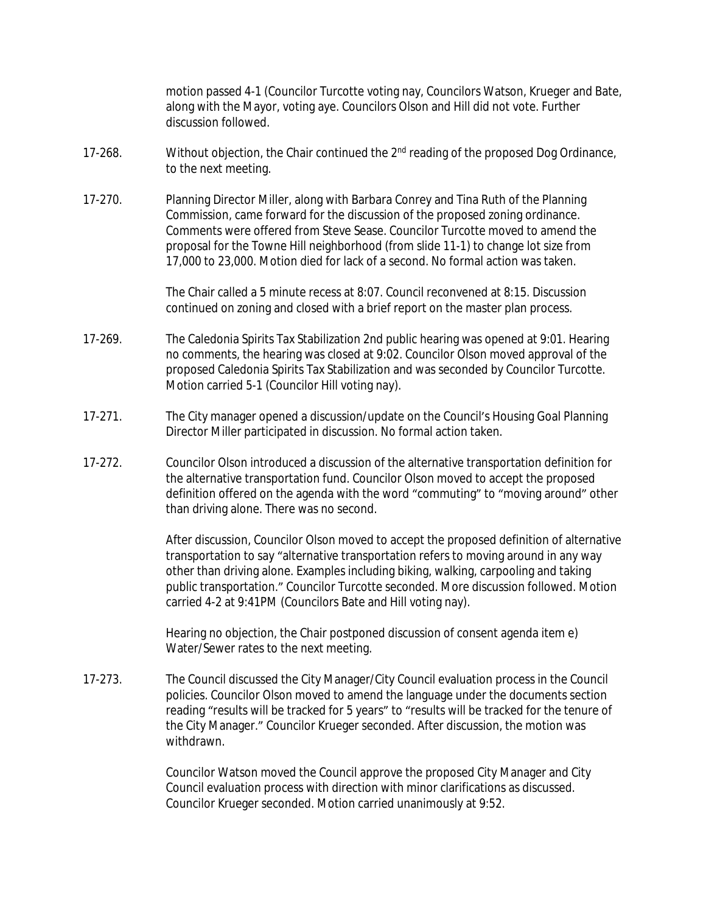motion passed 4-1 (Councilor Turcotte voting nay, Councilors Watson, Krueger and Bate, along with the Mayor, voting aye. Councilors Olson and Hill did not vote. Further discussion followed.

17-268. Without objection, the Chair continued the 2nd reading of the proposed Dog Ordinance, to the next meeting.

17-270. Planning Director Miller, along with Barbara Conrey and Tina Ruth of the Planning Commission, came forward for the discussion of the proposed zoning ordinance. Comments were offered from Steve Sease. Councilor Turcotte moved to amend the proposal for the Towne Hill neighborhood (from slide 11-1) to change lot size from 17,000 to 23,000. Motion died for lack of a second. No formal action was taken.

The Chair called a 5 minute recess at 8:07. Council reconvened at 8:15. Discussion continued on zoning and closed with a brief report on the master plan process.

17-269. The Caledonia Spirits Tax Stabilization 2nd public hearing was opened at 9:01. Hearing no comments, the hearing was closed at 9:02. Councilor Olson moved approval of the proposed Caledonia Spirits Tax Stabilization and was seconded by Councilor Turcotte. Motion carried 5-1 (Councilor Hill voting nay).

17-271. The City manager opened a discussion/update on the Council's Housing Goal Planning Director Miller participated in discussion. No formal action taken.

17-272. Councilor Olson introduced a discussion of the alternative transportation definition for the alternative transportation fund. Councilor Olson moved to accept the proposed definition offered on the agenda with the word "commuting" to "moving around" other than driving alone. There was no second.

After discussion, Councilor Olson moved to accept the proposed definition of alternative transportation to say "alternative transportation refers to moving around in any way other than driving alone. Examples including biking, walking, carpooling and taking public transportation." Councilor Turcotte seconded. More discussion followed. Motion carried 4-2 at 9:41PM (Councilors Bate and Hill voting nay).

Hearing no objection, the Chair postponed discussion of consent agenda item e) Water/Sewer rates to the next meeting.

17-273. The Council discussed the City Manager/City Council evaluation process in the Council policies. Councilor Olson moved to amend the language under the documents section reading "results will be tracked for 5 years" to "results will be tracked for the tenure of the City Manager." Councilor Krueger seconded. After discussion, the motion was withdrawn.

Councilor Watson moved the Council approve the proposed City Manager and City Council evaluation process with direction with minor clarifications as discussed. Councilor Krueger seconded. Motion carried unanimously at 9:52.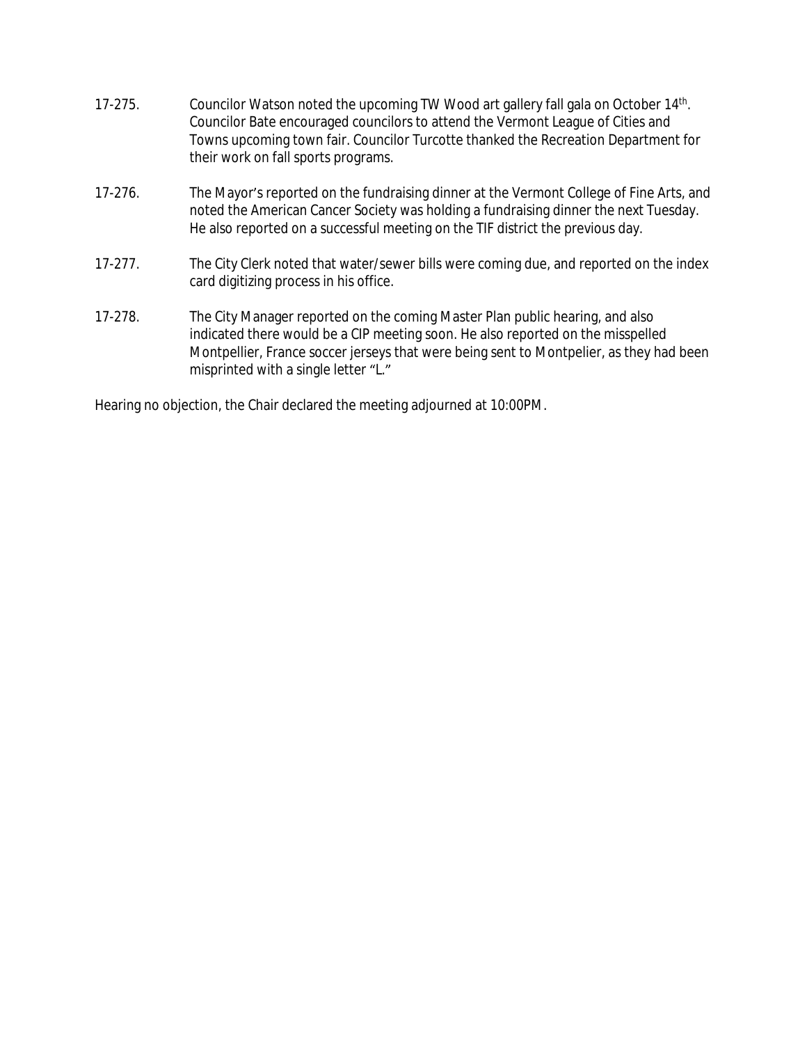17-275. Councilor Watson noted the upcoming TW Wood art gallery fall gala on October 14th. Councilor Bate encouraged councilors to attend the Vermont League of Cities and Towns upcoming town fair. Councilor Turcotte thanked the Recreation Department for their work on fall sports programs.

17-276. The Mayor's reported on the fundraising dinner at the Vermont College of Fine Arts, and noted the American Cancer Society was holding a fundraising dinner the next Tuesday. He also reported on a successful meeting on the TIF district the previous day.

17-277. The City Clerk noted that water/sewer bills were coming due, and reported on the index card digitizing process in his office.

17-278. The City Manager reported on the coming Master Plan public hearing, and also indicated there would be a CIP meeting soon. He also reported on the misspelled Montpellier, France soccer jerseys that were being sent to Montpelier, as they had been misprinted with a single letter "L."

Hearing no objection, the Chair declared the meeting adjourned at 10:00PM.